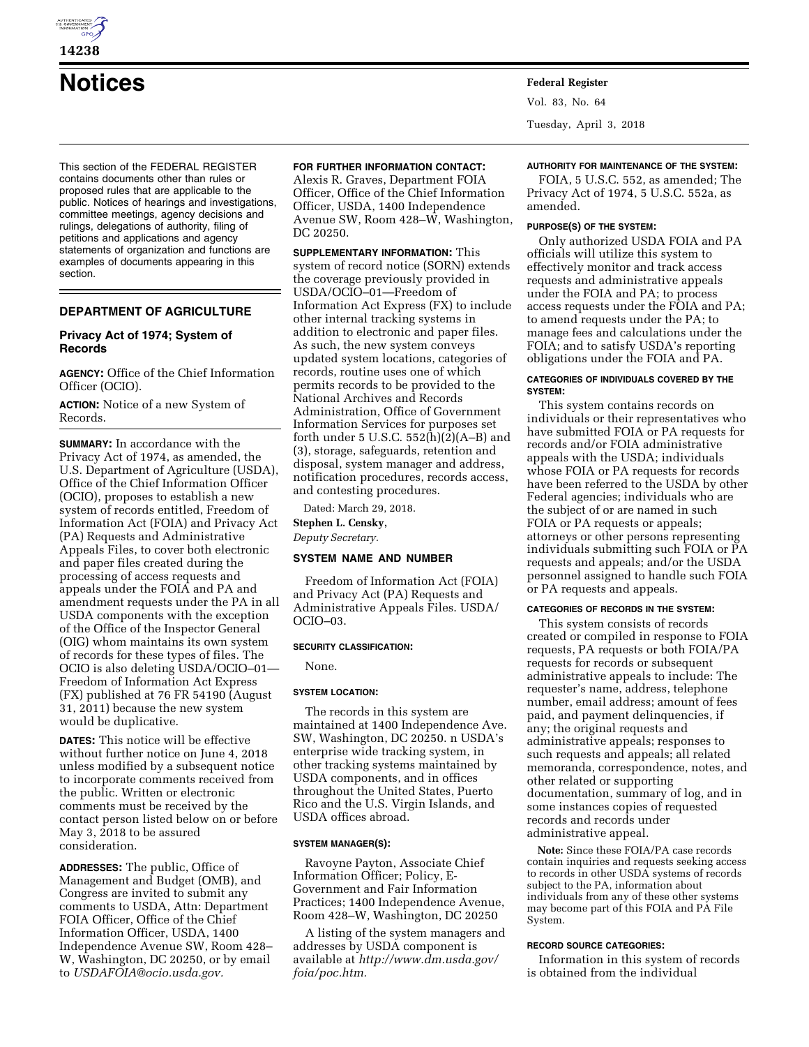# Notices

This section of the FEDERAL REGISTER contains documents other than rules or proposed rules that are applicable to the public. Notices of hearings and investigations, committee meetings, agency decisions and rulings, delegations of authority, filing of petitions and applications and agency statements of organization and functions are examples of documents appearing in this section.

## DEPARTMENT OF AGRICULTURE

### Privacy Act of 1974; System of Records

**AGENCY:** Office of the Chief Information Officer (OCIO).

**ACTION:** Notice of a new System of Records.

**SUMMARY:** In accordance with the Privacy Act of 1974, as amended, the U.S. Department of Agriculture (USDA), Office of the Chief Information Officer (OCIO), proposes to establish a new system of records entitled, Freedom of Information Act (FOIA) and Privacy Act (PA) Requests and Administrative Appeals Files, to cover both electronic and paper files created during the processing of access requests and appeals under the FOIA and PA and amendment requests under the PA in all USDA components with the exception of the Office of the Inspector General (OIG) whom maintains its own system of records for these types of files. The OCIO is also deleting USDA/OCIO–01—Freedom of Information Act Express (FX) published at 76 FR 54190 (August 31, 2011) because the new system would be duplicative.

**DATES:** This notice will be effective without further notice on June 4, 2018 unless modified by a subsequent notice to incorporate comments received from the public. Written or electronic comments must be received by the contact person listed below on or before May 3, 2018 to be assured consideration.

**ADDRESSES:** The public, Office of Management and Budget (OMB), and Congress are invited to submit any comments to USDA, Attn: Department FOIA Officer, Office of the Chief Information Officer, USDA, 1400 Independence Avenue SW, Room 428–W, Washington, DC 20250, or by email to *USDAFOIA@ocio.usda.gov.*

**FOR FURTHER INFORMATION CONTACT:** Alexis R. Graves, Department FOIA Officer, Office of the Chief Information Officer, USDA, 1400 Independence Avenue SW, Room 428–W, Washington, DC 20250.

**SUPPLEMENTARY INFORMATION:** This system of record notice (SORN) extends the coverage previously provided in USDA/OCIO–01—Freedom of Information Act Express (FX) to include other internal tracking systems in addition to electronic and paper files. As such, the new system conveys updated system locations, categories of records, routine uses one of which permits records to be provided to the National Archives and Records Administration, Office of Government Information Services for purposes set forth under 5 U.S.C. 552(h)(2)(A–B) and (3), storage, safeguards, retention and disposal, system manager and address, notification procedures, records access, and contesting procedures.

Dated: March 29, 2018.

**Stephen L. Censky,**

*Deputy Secretary.*

#### SYSTEM NAME AND NUMBER

Freedom of Information Act (FOIA) and Privacy Act (PA) Requests and Administrative Appeals Files. USDA/OCIO–03.

#### SECURITY CLASSIFICATION:

None.

#### SYSTEM LOCATION:

The records in this system are maintained at 1400 Independence Ave. SW, Washington, DC 20250. n USDA's enterprise wide tracking system, in other tracking systems maintained by USDA components, and in offices throughout the United States, Puerto Rico and the U.S. Virgin Islands, and USDA offices abroad.

#### SYSTEM MANAGER(S):

Ravoyne Payton, Associate Chief Information Officer; Policy, E-Government and Fair Information Practices; 1400 Independence Avenue, Room 428–W, Washington, DC 20250

A listing of the system managers and addresses by USDA component is available at *http://www.dm.usda.gov/foia/poc.htm.*

#### AUTHORITY FOR MAINTENANCE OF THE SYSTEM:

FOIA, 5 U.S.C. 552, as amended; The Privacy Act of 1974, 5 U.S.C. 552a, as amended.

#### PURPOSE(S) OF THE SYSTEM:

Only authorized USDA FOIA and PA officials will utilize this system to effectively monitor and track access requests and administrative appeals under the FOIA and PA; to process access requests under the FOIA and PA; to amend requests under the PA; to manage fees and calculations under the FOIA; and to satisfy USDA's reporting obligations under the FOIA and PA.

#### CATEGORIES OF INDIVIDUALS COVERED BY THE SYSTEM:

This system contains records on individuals or their representatives who have submitted FOIA or PA requests for records and/or FOIA administrative appeals with the USDA; individuals whose FOIA or PA requests for records have been referred to the USDA by other Federal agencies; individuals who are the subject of or are named in such FOIA or PA requests or appeals; attorneys or other persons representing individuals submitting such FOIA or PA requests and appeals; and/or the USDA personnel assigned to handle such FOIA or PA requests and appeals.

#### CATEGORIES OF RECORDS IN THE SYSTEM:

This system consists of records created or compiled in response to FOIA requests, PA requests or both FOIA/PA requests for records or subsequent administrative appeals to include: The requester's name, address, telephone number, email address; amount of fees paid, and payment delinquencies, if any; the original requests and administrative appeals; responses to such requests and appeals; all related memoranda, correspondence, notes, and other related or supporting documentation, summary of log, and in some instances copies of requested records and records under administrative appeal.

**Note:** Since these FOIA/PA case records contain inquiries and requests seeking access to records in other USDA systems of records subject to the PA, information about individuals from any of these other systems may become part of this FOIA and PA File System.

#### RECORD SOURCE CATEGORIES:

Information in this system of records is obtained from the individual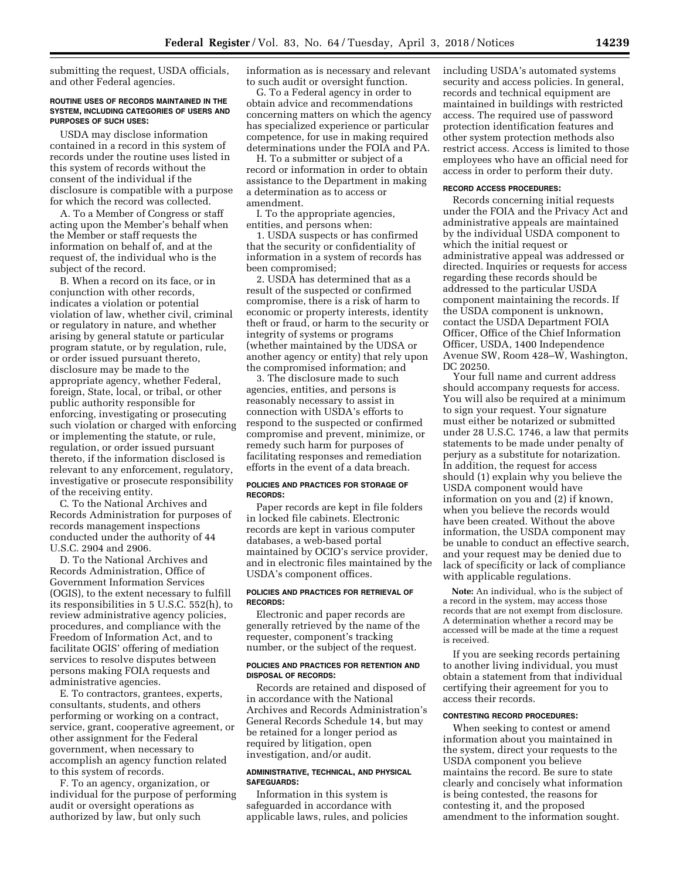submitting the request, USDA officials, and other Federal agencies.

#### ROUTINE USES OF RECORDS MAINTAINED IN THE SYSTEM, INCLUDING CATEGORIES OF USERS AND PURPOSES OF SUCH USES:

USDA may disclose information contained in a record in this system of records under the routine uses listed in this system of records without the consent of the individual if the disclosure is compatible with a purpose for which the record was collected.

A. To a Member of Congress or staff acting upon the Member's behalf when the Member or staff requests the information on behalf of, and at the request of, the individual who is the subject of the record.

B. When a record on its face, or in conjunction with other records, indicates a violation or potential violation of law, whether civil, criminal or regulatory in nature, and whether arising by general statute or particular program statute, or by regulation, rule, or order issued pursuant thereto, disclosure may be made to the appropriate agency, whether Federal, foreign, State, local, or tribal, or other public authority responsible for enforcing, investigating or prosecuting such violation or charged with enforcing or implementing the statute, or rule, regulation, or order issued pursuant thereto, if the information disclosed is relevant to any enforcement, regulatory, investigative or prosecute responsibility of the receiving entity.

C. To the National Archives and Records Administration for purposes of records management inspections conducted under the authority of 44 U.S.C. 2904 and 2906.

D. To the National Archives and Records Administration, Office of Government Information Services (OGIS), to the extent necessary to fulfill its responsibilities in 5 U.S.C. 552(h), to review administrative agency policies, procedures, and compliance with the Freedom of Information Act, and to facilitate OGIS' offering of mediation services to resolve disputes between persons making FOIA requests and administrative agencies.

E. To contractors, grantees, experts, consultants, students, and others performing or working on a contract, service, grant, cooperative agreement, or other assignment for the Federal government, when necessary to accomplish an agency function related to this system of records.

F. To an agency, organization, or individual for the purpose of performing audit or oversight operations as authorized by law, but only such information as is necessary and relevant to such audit or oversight function.

G. To a Federal agency in order to obtain advice and recommendations concerning matters on which the agency has specialized experience or particular competence, for use in making required determinations under the FOIA and PA.

H. To a submitter or subject of a record or information in order to obtain assistance to the Department in making a determination as to access or amendment.

I. To the appropriate agencies, entities, and persons when:

1. USDA suspects or has confirmed that the security or confidentiality of information in a system of records has been compromised;

2. USDA has determined that as a result of the suspected or confirmed compromise, there is a risk of harm to economic or property interests, identity theft or fraud, or harm to the security or integrity of systems or programs (whether maintained by the UDSA or another agency or entity) that rely upon the compromised information; and

3. The disclosure made to such agencies, entities, and persons is reasonably necessary to assist in connection with USDA's efforts to respond to the suspected or confirmed compromise and prevent, minimize, or remedy such harm for purposes of facilitating responses and remediation efforts in the event of a data breach.

#### POLICIES AND PRACTICES FOR STORAGE OF RECORDS:

Paper records are kept in file folders in locked file cabinets. Electronic records are kept in various computer databases, a web-based portal maintained by OCIO's service provider, and in electronic files maintained by the USDA's component offices.

#### POLICIES AND PRACTICES FOR RETRIEVAL OF RECORDS:

Electronic and paper records are generally retrieved by the name of the requester, component's tracking number, or the subject of the request.

#### POLICIES AND PRACTICES FOR RETENTION AND DISPOSAL OF RECORDS:

Records are retained and disposed of in accordance with the National Archives and Records Administration's General Records Schedule 14, but may be retained for a longer period as required by litigation, open investigation, and/or audit.

#### ADMINISTRATIVE, TECHNICAL, AND PHYSICAL SAFEGUARDS:

Information in this system is safeguarded in accordance with applicable laws, rules, and policies including USDA's automated systems security and access policies. In general, records and technical equipment are maintained in buildings with restricted access. The required use of password protection identification features and other system protection methods also restrict access. Access is limited to those employees who have an official need for access in order to perform their duty.

#### RECORD ACCESS PROCEDURES:

Records concerning initial requests under the FOIA and the Privacy Act and administrative appeals are maintained by the individual USDA component to which the initial request or administrative appeal was addressed or directed. Inquiries or requests for access regarding these records should be addressed to the particular USDA component maintaining the records. If the USDA component is unknown, contact the USDA Department FOIA Officer, Office of the Chief Information Officer, USDA, 1400 Independence Avenue SW, Room 428–W, Washington, DC 20250.

Your full name and current address should accompany requests for access. You will also be required at a minimum to sign your request. Your signature must either be notarized or submitted under 28 U.S.C. 1746, a law that permits statements to be made under penalty of perjury as a substitute for notarization. In addition, the request for access should (1) explain why you believe the USDA component would have information on you and (2) if known, when you believe the records would have been created. Without the above information, the USDA component may be unable to conduct an effective search, and your request may be denied due to lack of specificity or lack of compliance with applicable regulations.

**Note:** An individual, who is the subject of a record in the system, may access those records that are not exempt from disclosure. A determination whether a record may be accessed will be made at the time a request is received.

If you are seeking records pertaining to another living individual, you must obtain a statement from that individual certifying their agreement for you to access their records.

#### CONTESTING RECORD PROCEDURES:

When seeking to contest or amend information about you maintained in the system, direct your requests to the USDA component you believe maintains the record. Be sure to state clearly and concisely what information is being contested, the reasons for contesting it, and the proposed amendment to the information sought.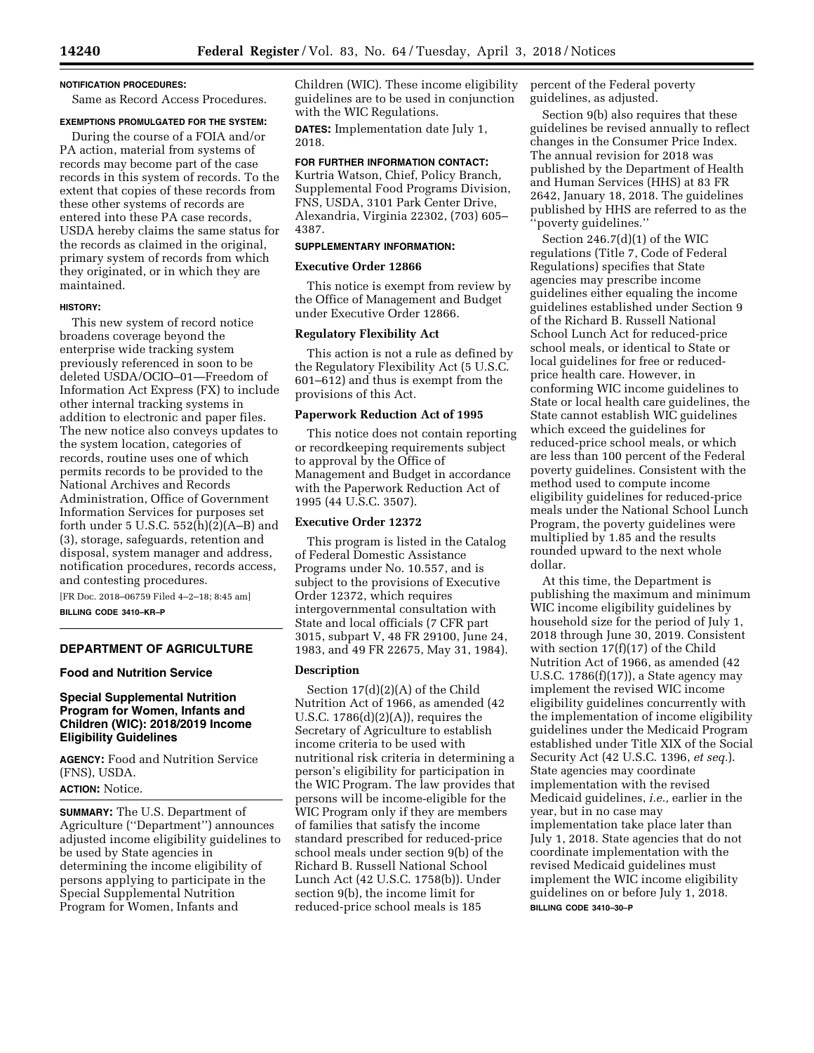**NOTIFICATION PROCEDURES:**

Same as Record Access Procedures.

**EXEMPTIONS PROMULGATED FOR THE SYSTEM:**

During the course of a FOIA and/or PA action, material from systems of records may become part of the case records in this system of records. To the extent that copies of these records from these other systems of records are entered into these PA case records, USDA hereby claims the same status for the records as claimed in the original, primary system of records from which they originated, or in which they are maintained.

**HISTORY:**

This new system of record notice broadens coverage beyond the enterprise wide tracking system previously referenced in soon to be deleted USDA/OCIO–01—Freedom of Information Act Express (FX) to include other internal tracking systems in addition to electronic and paper files. The new notice also conveys updates to the system location, categories of records, routine uses one of which permits records to be provided to the National Archives and Records Administration, Office of Government Information Services for purposes set forth under 5 U.S.C. 552(h)(2)(A–B) and (3), storage, safeguards, retention and disposal, system manager and address, notification procedures, records access, and contesting procedures.

[FR Doc. 2018–06759 Filed 4–2–18; 8:45 am]

**BILLING CODE 3410–KR–P**

## DEPARTMENT OF AGRICULTURE

### Food and Nutrition Service

### Special Supplemental Nutrition Program for Women, Infants and Children (WIC): 2018/2019 Income Eligibility Guidelines

**AGENCY:** Food and Nutrition Service (FNS), USDA.

**ACTION:** Notice.

**SUMMARY:** The U.S. Department of Agriculture (''Department'') announces adjusted income eligibility guidelines to be used by State agencies in determining the income eligibility of persons applying to participate in the Special Supplemental Nutrition Program for Women, Infants and Children (WIC). These income eligibility guidelines are to be used in conjunction with the WIC Regulations.

**DATES:** Implementation date July 1, 2018.

**FOR FURTHER INFORMATION CONTACT:** Kurtria Watson, Chief, Policy Branch, Supplemental Food Programs Division, FNS, USDA, 3101 Park Center Drive, Alexandria, Virginia 22302, (703) 605–4387.

**SUPPLEMENTARY INFORMATION:**

**Executive Order 12866**

This notice is exempt from review by the Office of Management and Budget under Executive Order 12866.

**Regulatory Flexibility Act**

This action is not a rule as defined by the Regulatory Flexibility Act (5 U.S.C. 601–612) and thus is exempt from the provisions of this Act.

**Paperwork Reduction Act of 1995**

This notice does not contain reporting or recordkeeping requirements subject to approval by the Office of Management and Budget in accordance with the Paperwork Reduction Act of 1995 (44 U.S.C. 3507).

**Executive Order 12372**

This program is listed in the Catalog of Federal Domestic Assistance Programs under No. 10.557, and is subject to the provisions of Executive Order 12372, which requires intergovernmental consultation with State and local officials (7 CFR part 3015, subpart V, 48 FR 29100, June 24, 1983, and 49 FR 22675, May 31, 1984).

**Description**

Section 17(d)(2)(A) of the Child Nutrition Act of 1966, as amended (42 U.S.C. 1786(d)(2)(A)), requires the Secretary of Agriculture to establish income criteria to be used with nutritional risk criteria in determining a person's eligibility for participation in the WIC Program. The law provides that persons will be income-eligible for the WIC Program only if they are members of families that satisfy the income standard prescribed for reduced-price school meals under section 9(b) of the Richard B. Russell National School Lunch Act (42 U.S.C. 1758(b)). Under section 9(b), the income limit for reduced-price school meals is 185 percent of the Federal poverty guidelines, as adjusted.

Section 9(b) also requires that these guidelines be revised annually to reflect changes in the Consumer Price Index. The annual revision for 2018 was published by the Department of Health and Human Services (HHS) at 83 FR 2642, January 18, 2018. The guidelines published by HHS are referred to as the ''poverty guidelines.''

Section 246.7(d)(1) of the WIC regulations (Title 7, Code of Federal Regulations) specifies that State agencies may prescribe income guidelines either equaling the income guidelines established under Section 9 of the Richard B. Russell National School Lunch Act for reduced-price school meals, or identical to State or local guidelines for free or reduced-price health care. However, in conforming WIC income guidelines to State or local health care guidelines, the State cannot establish WIC guidelines which exceed the guidelines for reduced-price school meals, or which are less than 100 percent of the Federal poverty guidelines. Consistent with the method used to compute income eligibility guidelines for reduced-price meals under the National School Lunch Program, the poverty guidelines were multiplied by 1.85 and the results rounded upward to the next whole dollar.

At this time, the Department is publishing the maximum and minimum WIC income eligibility guidelines by household size for the period of July 1, 2018 through June 30, 2019. Consistent with section 17(f)(17) of the Child Nutrition Act of 1966, as amended (42 U.S.C. 1786(f)(17)), a State agency may implement the revised WIC income eligibility guidelines concurrently with the implementation of income eligibility guidelines under the Medicaid Program established under Title XIX of the Social Security Act (42 U.S.C. 1396, *et seq.*). State agencies may coordinate implementation with the revised Medicaid guidelines, *i.e.,* earlier in the year, but in no case may implementation take place later than July 1, 2018. State agencies that do not coordinate implementation with the revised Medicaid guidelines must implement the WIC income eligibility guidelines on or before July 1, 2018.

**BILLING CODE 3410–30–P**